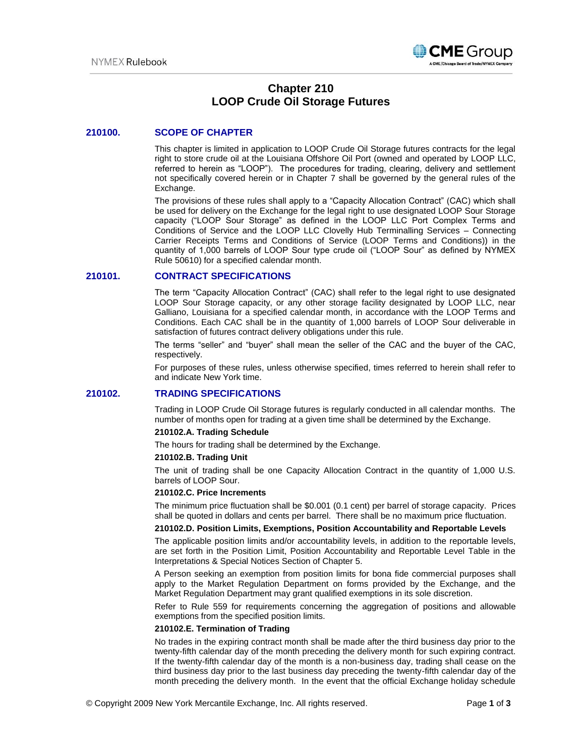# Chapter 210
# LOOP Crude Oil Storage Futures

## 210100. SCOPE OF CHAPTER

This chapter is limited in application to LOOP Crude Oil Storage futures contracts for the legal right to store crude oil at the Louisiana Offshore Oil Port (owned and operated by LOOP LLC, referred to herein as "LOOP"). The procedures for trading, clearing, delivery and settlement not specifically covered herein or in Chapter 7 shall be governed by the general rules of the Exchange.

The provisions of these rules shall apply to a "Capacity Allocation Contract" (CAC) which shall be used for delivery on the Exchange for the legal right to use designated LOOP Sour Storage capacity ("LOOP Sour Storage" as defined in the LOOP LLC Port Complex Terms and Conditions of Service and the LOOP LLC Clovelly Hub Terminalling Services – Connecting Carrier Receipts Terms and Conditions of Service (LOOP Terms and Conditions)) in the quantity of 1,000 barrels of LOOP Sour type crude oil ("LOOP Sour" as defined by NYMEX Rule 50610) for a specified calendar month.

## 210101. CONTRACT SPECIFICATIONS

The term "Capacity Allocation Contract" (CAC) shall refer to the legal right to use designated LOOP Sour Storage capacity, or any other storage facility designated by LOOP LLC, near Galliano, Louisiana for a specified calendar month, in accordance with the LOOP Terms and Conditions. Each CAC shall be in the quantity of 1,000 barrels of LOOP Sour deliverable in satisfaction of futures contract delivery obligations under this rule.

The terms "seller" and "buyer" shall mean the seller of the CAC and the buyer of the CAC, respectively.

For purposes of these rules, unless otherwise specified, times referred to herein shall refer to and indicate New York time.

## 210102. TRADING SPECIFICATIONS

Trading in LOOP Crude Oil Storage futures is regularly conducted in all calendar months. The number of months open for trading at a given time shall be determined by the Exchange.

**210102.A. Trading Schedule**

The hours for trading shall be determined by the Exchange.

**210102.B. Trading Unit**

The unit of trading shall be one Capacity Allocation Contract in the quantity of 1,000 U.S. barrels of LOOP Sour.

**210102.C. Price Increments**

The minimum price fluctuation shall be $0.001 (0.1 cent) per barrel of storage capacity. Prices shall be quoted in dollars and cents per barrel. There shall be no maximum price fluctuation.

**210102.D. Position Limits, Exemptions, Position Accountability and Reportable Levels**

The applicable position limits and/or accountability levels, in addition to the reportable levels, are set forth in the Position Limit, Position Accountability and Reportable Level Table in the Interpretations & Special Notices Section of Chapter 5.

A Person seeking an exemption from position limits for bona fide commercial purposes shall apply to the Market Regulation Department on forms provided by the Exchange, and the Market Regulation Department may grant qualified exemptions in its sole discretion.

Refer to Rule 559 for requirements concerning the aggregation of positions and allowable exemptions from the specified position limits.

**210102.E. Termination of Trading**

No trades in the expiring contract month shall be made after the third business day prior to the twenty-fifth calendar day of the month preceding the delivery month for such expiring contract. If the twenty-fifth calendar day of the month is a non-business day, trading shall cease on the third business day prior to the last business day preceding the twenty-fifth calendar day of the month preceding the delivery month. In the event that the official Exchange holiday schedule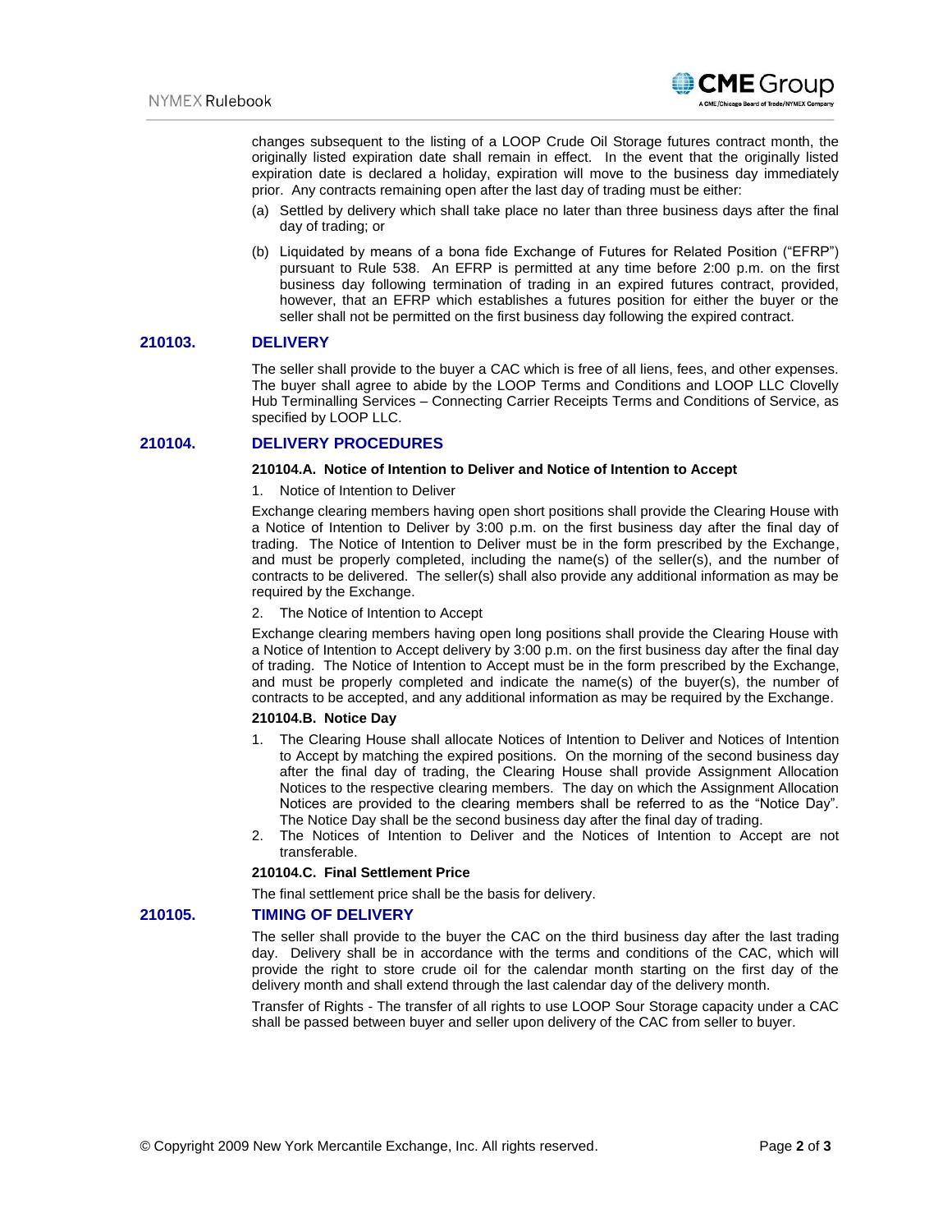changes subsequent to the listing of a LOOP Crude Oil Storage futures contract month, the originally listed expiration date shall remain in effect. In the event that the originally listed expiration date is declared a holiday, expiration will move to the business day immediately prior. Any contracts remaining open after the last day of trading must be either:

(a) Settled by delivery which shall take place no later than three business days after the final day of trading; or

(b) Liquidated by means of a bona fide Exchange of Futures for Related Position ("EFRP") pursuant to Rule 538. An EFRP is permitted at any time before 2:00 p.m. on the first business day following termination of trading in an expired futures contract, provided, however, that an EFRP which establishes a futures position for either the buyer or the seller shall not be permitted on the first business day following the expired contract.

## 210103. DELIVERY

The seller shall provide to the buyer a CAC which is free of all liens, fees, and other expenses. The buyer shall agree to abide by the LOOP Terms and Conditions and LOOP LLC Clovelly Hub Terminalling Services – Connecting Carrier Receipts Terms and Conditions of Service, as specified by LOOP LLC.

## 210104. DELIVERY PROCEDURES

### 210104.A. Notice of Intention to Deliver and Notice of Intention to Accept

1. Notice of Intention to Deliver

Exchange clearing members having open short positions shall provide the Clearing House with a Notice of Intention to Deliver by 3:00 p.m. on the first business day after the final day of trading. The Notice of Intention to Deliver must be in the form prescribed by the Exchange, and must be properly completed, including the name(s) of the seller(s), and the number of contracts to be delivered. The seller(s) shall also provide any additional information as may be required by the Exchange.

2. The Notice of Intention to Accept

Exchange clearing members having open long positions shall provide the Clearing House with a Notice of Intention to Accept delivery by 3:00 p.m. on the first business day after the final day of trading. The Notice of Intention to Accept must be in the form prescribed by the Exchange, and must be properly completed and indicate the name(s) of the buyer(s), the number of contracts to be accepted, and any additional information as may be required by the Exchange.

### 210104.B. Notice Day

1. The Clearing House shall allocate Notices of Intention to Deliver and Notices of Intention to Accept by matching the expired positions. On the morning of the second business day after the final day of trading, the Clearing House shall provide Assignment Allocation Notices to the respective clearing members. The day on which the Assignment Allocation Notices are provided to the clearing members shall be referred to as the "Notice Day". The Notice Day shall be the second business day after the final day of trading.
2. The Notices of Intention to Deliver and the Notices of Intention to Accept are not transferable.

### 210104.C. Final Settlement Price

The final settlement price shall be the basis for delivery.

## 210105. TIMING OF DELIVERY

The seller shall provide to the buyer the CAC on the third business day after the last trading day. Delivery shall be in accordance with the terms and conditions of the CAC, which will provide the right to store crude oil for the calendar month starting on the first day of the delivery month and shall extend through the last calendar day of the delivery month.

Transfer of Rights - The transfer of all rights to use LOOP Sour Storage capacity under a CAC shall be passed between buyer and seller upon delivery of the CAC from seller to buyer.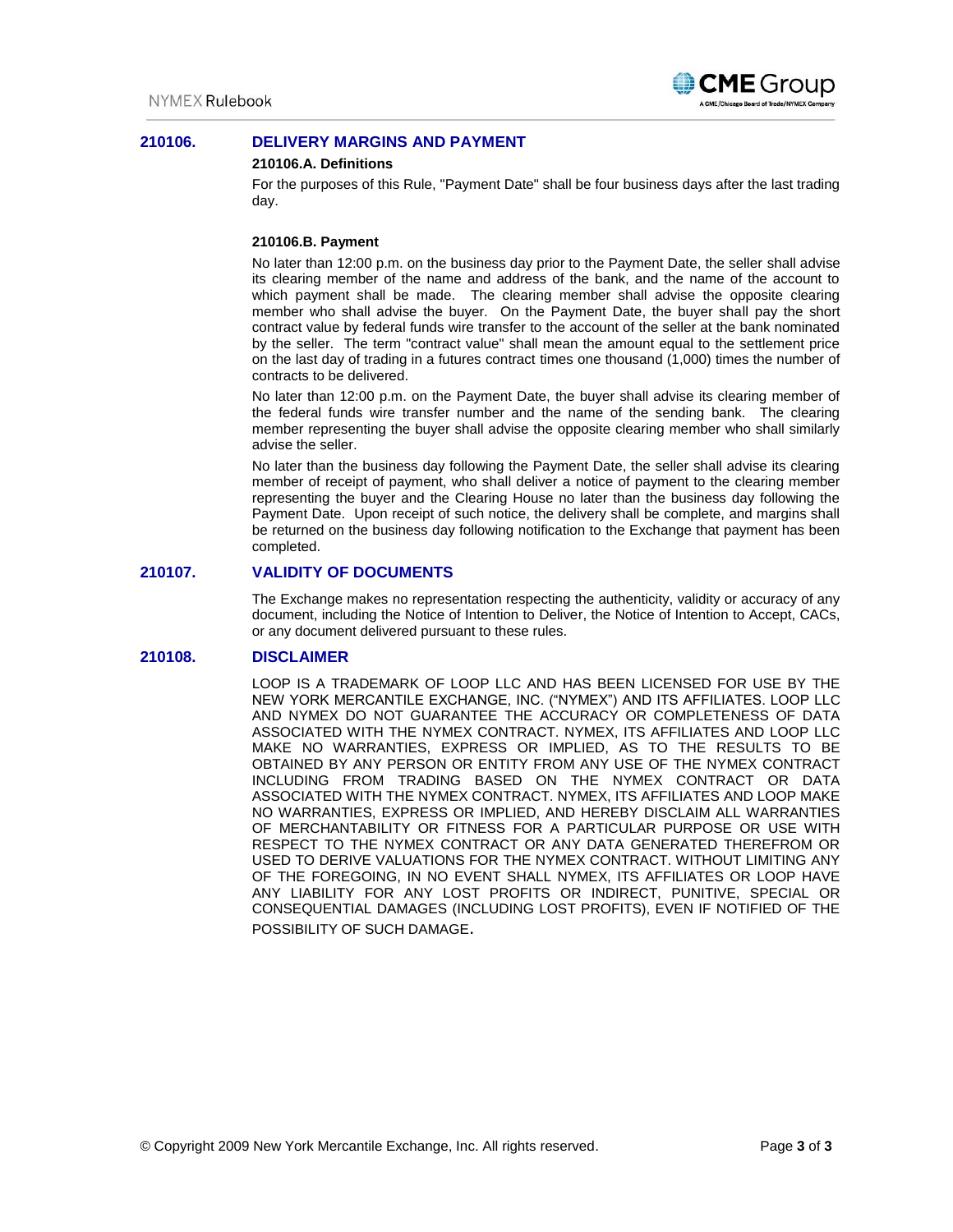## 210106. DELIVERY MARGINS AND PAYMENT

### 210106.A. Definitions

For the purposes of this Rule, "Payment Date" shall be four business days after the last trading day.

### 210106.B. Payment

No later than 12:00 p.m. on the business day prior to the Payment Date, the seller shall advise its clearing member of the name and address of the bank, and the name of the account to which payment shall be made. The clearing member shall advise the opposite clearing member who shall advise the buyer. On the Payment Date, the buyer shall pay the short contract value by federal funds wire transfer to the account of the seller at the bank nominated by the seller. The term "contract value" shall mean the amount equal to the settlement price on the last day of trading in a futures contract times one thousand (1,000) times the number of contracts to be delivered.

No later than 12:00 p.m. on the Payment Date, the buyer shall advise its clearing member of the federal funds wire transfer number and the name of the sending bank. The clearing member representing the buyer shall advise the opposite clearing member who shall similarly advise the seller.

No later than the business day following the Payment Date, the seller shall advise its clearing member of receipt of payment, who shall deliver a notice of payment to the clearing member representing the buyer and the Clearing House no later than the business day following the Payment Date. Upon receipt of such notice, the delivery shall be complete, and margins shall be returned on the business day following notification to the Exchange that payment has been completed.

## 210107. VALIDITY OF DOCUMENTS

The Exchange makes no representation respecting the authenticity, validity or accuracy of any document, including the Notice of Intention to Deliver, the Notice of Intention to Accept, CACs, or any document delivered pursuant to these rules.

## 210108. DISCLAIMER

LOOP IS A TRADEMARK OF LOOP LLC AND HAS BEEN LICENSED FOR USE BY THE NEW YORK MERCANTILE EXCHANGE, INC. ("NYMEX") AND ITS AFFILIATES. LOOP LLC AND NYMEX DO NOT GUARANTEE THE ACCURACY OR COMPLETENESS OF DATA ASSOCIATED WITH THE NYMEX CONTRACT. NYMEX, ITS AFFILIATES AND LOOP LLC MAKE NO WARRANTIES, EXPRESS OR IMPLIED, AS TO THE RESULTS TO BE OBTAINED BY ANY PERSON OR ENTITY FROM ANY USE OF THE NYMEX CONTRACT INCLUDING FROM TRADING BASED ON THE NYMEX CONTRACT OR DATA ASSOCIATED WITH THE NYMEX CONTRACT. NYMEX, ITS AFFILIATES AND LOOP MAKE NO WARRANTIES, EXPRESS OR IMPLIED, AND HEREBY DISCLAIM ALL WARRANTIES OF MERCHANTABILITY OR FITNESS FOR A PARTICULAR PURPOSE OR USE WITH RESPECT TO THE NYMEX CONTRACT OR ANY DATA GENERATED THEREFROM OR USED TO DERIVE VALUATIONS FOR THE NYMEX CONTRACT. WITHOUT LIMITING ANY OF THE FOREGOING, IN NO EVENT SHALL NYMEX, ITS AFFILIATES OR LOOP HAVE ANY LIABILITY FOR ANY LOST PROFITS OR INDIRECT, PUNITIVE, SPECIAL OR CONSEQUENTIAL DAMAGES (INCLUDING LOST PROFITS), EVEN IF NOTIFIED OF THE POSSIBILITY OF SUCH DAMAGE.

© Copyright 2009 New York Mercantile Exchange, Inc. All rights reserved.